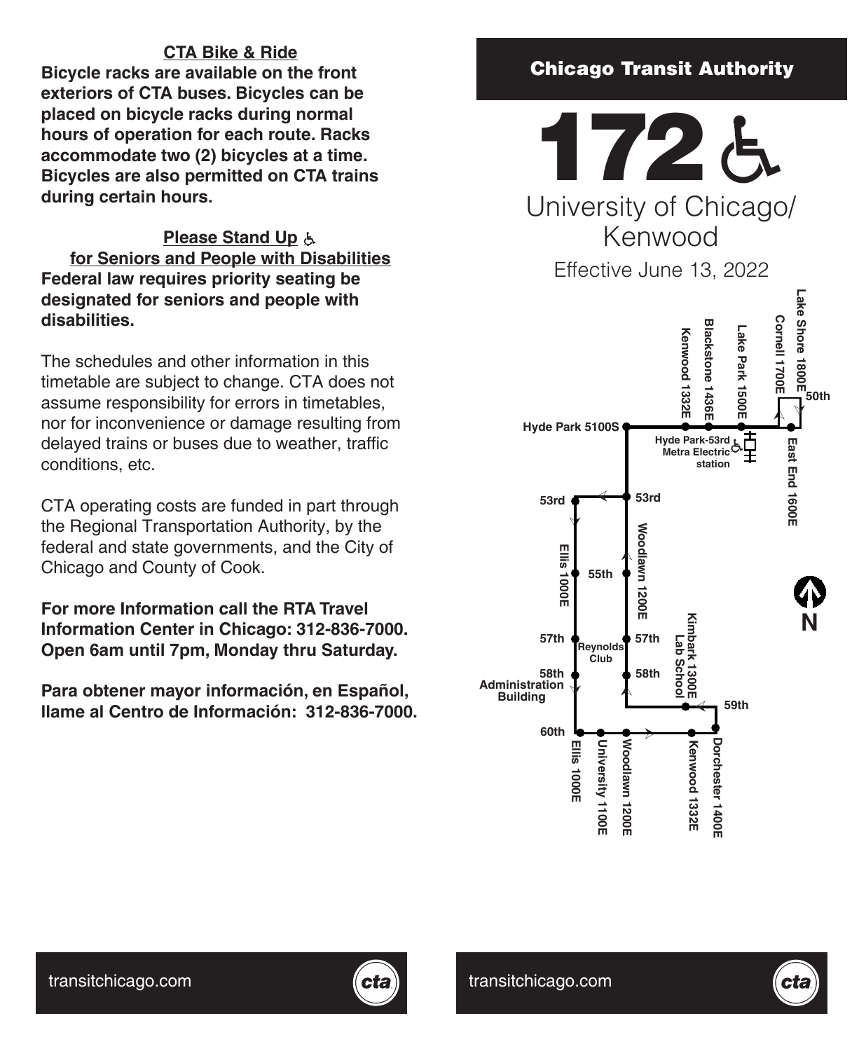## CTA Bike & Ride

**Bicycle racks are available on the front exteriors of CTA buses. Bicycles can be placed on bicycle racks during normal hours of operation for each route. Racks accommodate two (2) bicycles at a time. Bicycles are also permitted on CTA trains during certain hours.**

## Please Stand Up ♿ for Seniors and People with Disabilities

**Federal law requires priority seating be designated for seniors and people with disabilities.**

The schedules and other information in this timetable are subject to change. CTA does not assume responsibility for errors in timetables, nor for inconvenience or damage resulting from delayed trains or buses due to weather, traffic conditions, etc.

CTA operating costs are funded in part through the Regional Transportation Authority, by the federal and state governments, and the City of Chicago and County of Cook.

**For more Information call the RTA Travel Information Center in Chicago: 312-836-7000. Open 6am until 7pm, Monday thru Saturday.**

**Para obtener mayor información, en Español, llame al Centro de Información: 312-836-7000.**

transitchicago.com

**Chicago Transit Authority**

# 172 ♿

## University of Chicago/ Kenwood

Effective June 13, 2022

Lake Shore 1800E
Cornell 1700E
Lake Park 1500E
Blackstone 1436E
Kenwood 1332E
50th
Hyde Park 5100S
Hyde Park-53rd Metra Electric station
East End 1600E
53rd
53rd
Ellis 1000E
Woodlawn 1200E
55th
57th
Reynolds Club
57th
58th Administration Building
58th
Kimbark 1300E Lab School
59th
60th
Ellis 1000E
University 1100E
Woodlawn 1200E
Kenwood 1332E
Dorchester 1400E
N

transitchicago.com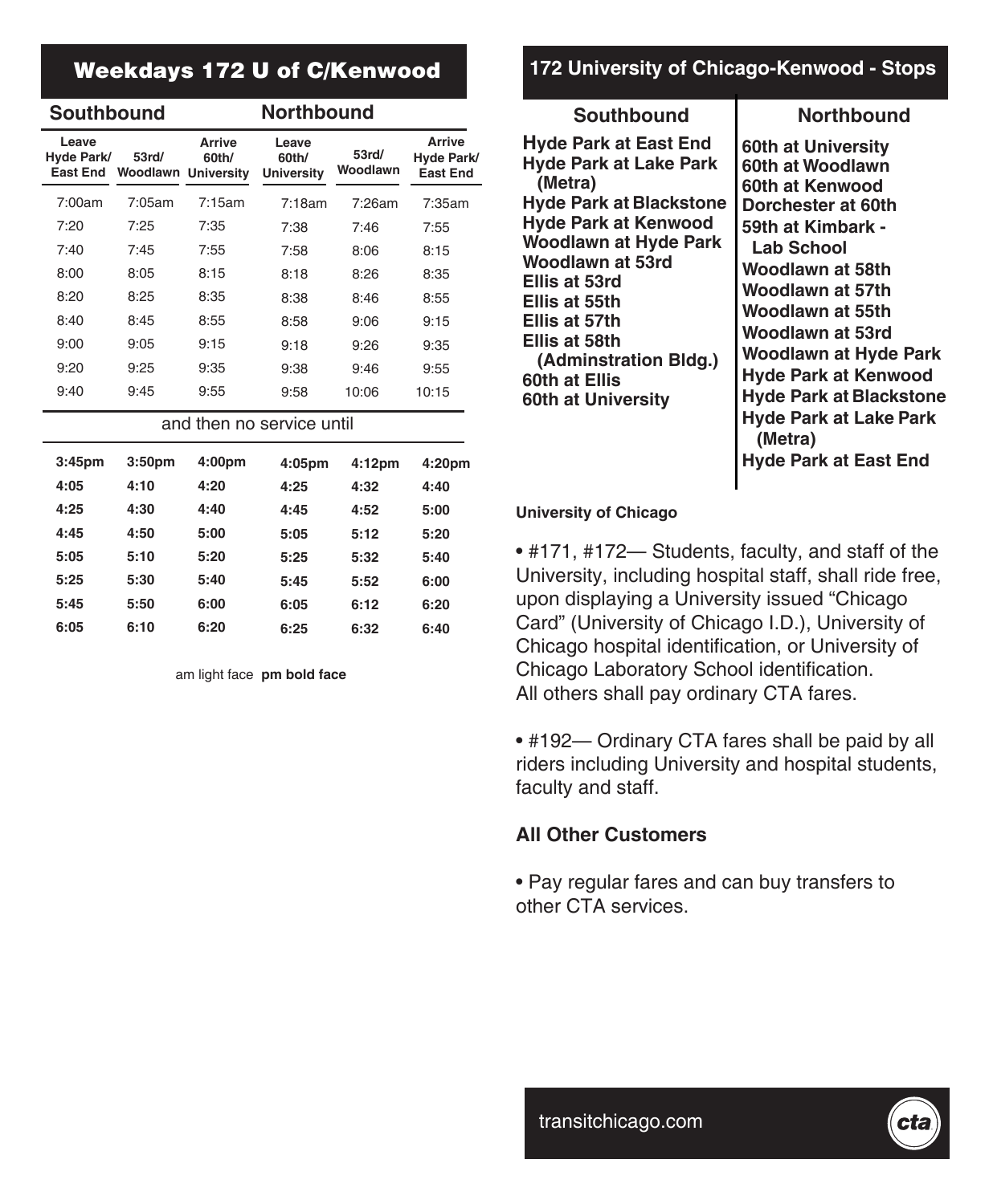## Weekdays 172 U of C/Kenwood

| Southbound | | | Northbound | | |
|---|---|---|---|---|---|
| Leave Hyde Park/ East End | 53rd/ Woodlawn | Arrive 60th/ University | Leave 60th/ University | 53rd/ Woodlawn | Arrive Hyde Park/ East End |
| 7:00am | 7:05am | 7:15am | 7:18am | 7:26am | 7:35am |
| 7:20 | 7:25 | 7:35 | 7:38 | 7:46 | 7:55 |
| 7:40 | 7:45 | 7:55 | 7:58 | 8:06 | 8:15 |
| 8:00 | 8:05 | 8:15 | 8:18 | 8:26 | 8:35 |
| 8:20 | 8:25 | 8:35 | 8:38 | 8:46 | 8:55 |
| 8:40 | 8:45 | 8:55 | 8:58 | 9:06 | 9:15 |
| 9:00 | 9:05 | 9:15 | 9:18 | 9:26 | 9:35 |
| 9:20 | 9:25 | 9:35 | 9:38 | 9:46 | 9:55 |
| 9:40 | 9:45 | 9:55 | 9:58 | 10:06 | 10:15 |
| and then no service until | | | | | |
| **3:45pm** | **3:50pm** | **4:00pm** | **4:05pm** | **4:12pm** | **4:20pm** |
| **4:05** | **4:10** | **4:20** | **4:25** | **4:32** | **4:40** |
| **4:25** | **4:30** | **4:40** | **4:45** | **4:52** | **5:00** |
| **4:45** | **4:50** | **5:00** | **5:05** | **5:12** | **5:20** |
| **5:05** | **5:10** | **5:20** | **5:25** | **5:32** | **5:40** |
| **5:25** | **5:30** | **5:40** | **5:45** | **5:52** | **6:00** |
| **5:45** | **5:50** | **6:00** | **6:05** | **6:12** | **6:20** |
| **6:05** | **6:10** | **6:20** | **6:25** | **6:32** | **6:40** |

am light face **pm bold face**

## 172 University of Chicago-Kenwood - Stops

| Southbound | Northbound |
|---|---|
| Hyde Park at East End | 60th at University |
| Hyde Park at Lake Park (Metra) | 60th at Woodlawn |
| Hyde Park at Blackstone | 60th at Kenwood |
| Hyde Park at Kenwood | Dorchester at 60th |
| Woodlawn at Hyde Park | 59th at Kimbark - Lab School |
| Woodlawn at 53rd | Woodlawn at 58th |
| Ellis at 53rd | Woodlawn at 57th |
| Ellis at 55th | Woodlawn at 55th |
| Ellis at 57th | Woodlawn at 53rd |
| Ellis at 58th (Adminstration Bldg.) | Woodlawn at Hyde Park |
| 60th at Ellis | Hyde Park at Kenwood |
| 60th at University | Hyde Park at Blackstone |
| | Hyde Park at Lake Park (Metra) |
| | Hyde Park at East End |

**University of Chicago**

- #171, #172— Students, faculty, and staff of the University, including hospital staff, shall ride free, upon displaying a University issued "Chicago Card" (University of Chicago I.D.), University of Chicago hospital identification, or University of Chicago Laboratory School identification. All others shall pay ordinary CTA fares.

- #192— Ordinary CTA fares shall be paid by all riders including University and hospital students, faculty and staff.

**All Other Customers**

- Pay regular fares and can buy transfers to other CTA services.

transitchicago.com

cta